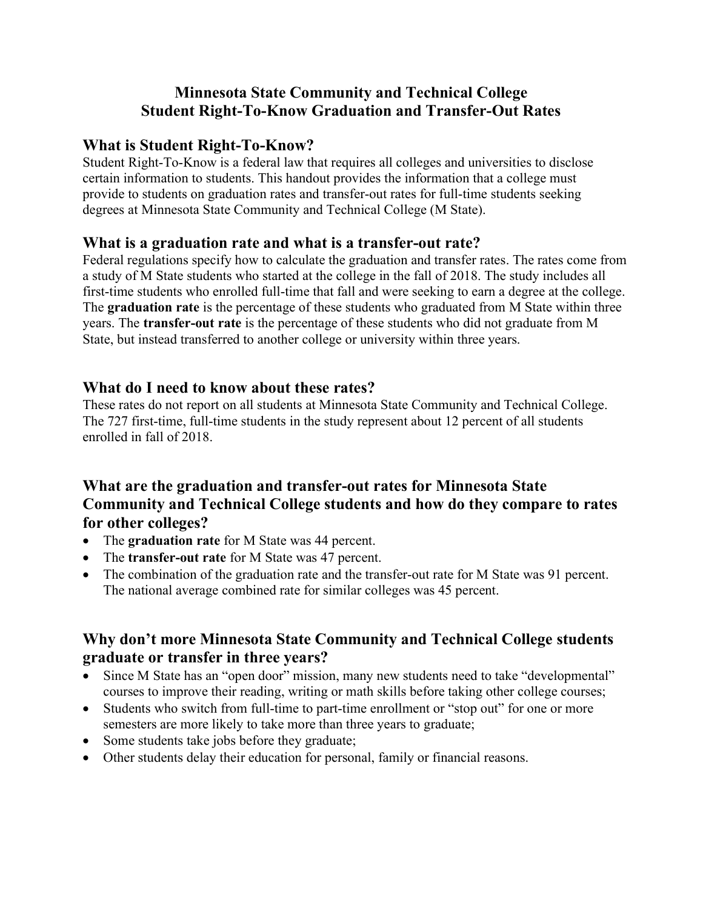# Minnesota State Community and Technical College
# Student Right-To-Know Graduation and Transfer-Out Rates

## What is Student Right-To-Know?

Student Right-To-Know is a federal law that requires all colleges and universities to disclose certain information to students. This handout provides the information that a college must provide to students on graduation rates and transfer-out rates for full-time students seeking degrees at Minnesota State Community and Technical College (M State).

## What is a graduation rate and what is a transfer-out rate?

Federal regulations specify how to calculate the graduation and transfer rates. The rates come from a study of M State students who started at the college in the fall of 2018. The study includes all first-time students who enrolled full-time that fall and were seeking to earn a degree at the college. The **graduation rate** is the percentage of these students who graduated from M State within three years. The **transfer-out rate** is the percentage of these students who did not graduate from M State, but instead transferred to another college or university within three years.

## What do I need to know about these rates?

These rates do not report on all students at Minnesota State Community and Technical College. The 727 first-time, full-time students in the study represent about 12 percent of all students enrolled in fall of 2018.

## What are the graduation and transfer-out rates for Minnesota State Community and Technical College students and how do they compare to rates for other colleges?

- The **graduation rate** for M State was 44 percent.
- The **transfer-out rate** for M State was 47 percent.
- The combination of the graduation rate and the transfer-out rate for M State was 91 percent. The national average combined rate for similar colleges was 45 percent.

## Why don't more Minnesota State Community and Technical College students graduate or transfer in three years?

- Since M State has an "open door" mission, many new students need to take "developmental" courses to improve their reading, writing or math skills before taking other college courses;
- Students who switch from full-time to part-time enrollment or "stop out" for one or more semesters are more likely to take more than three years to graduate;
- Some students take jobs before they graduate;
- Other students delay their education for personal, family or financial reasons.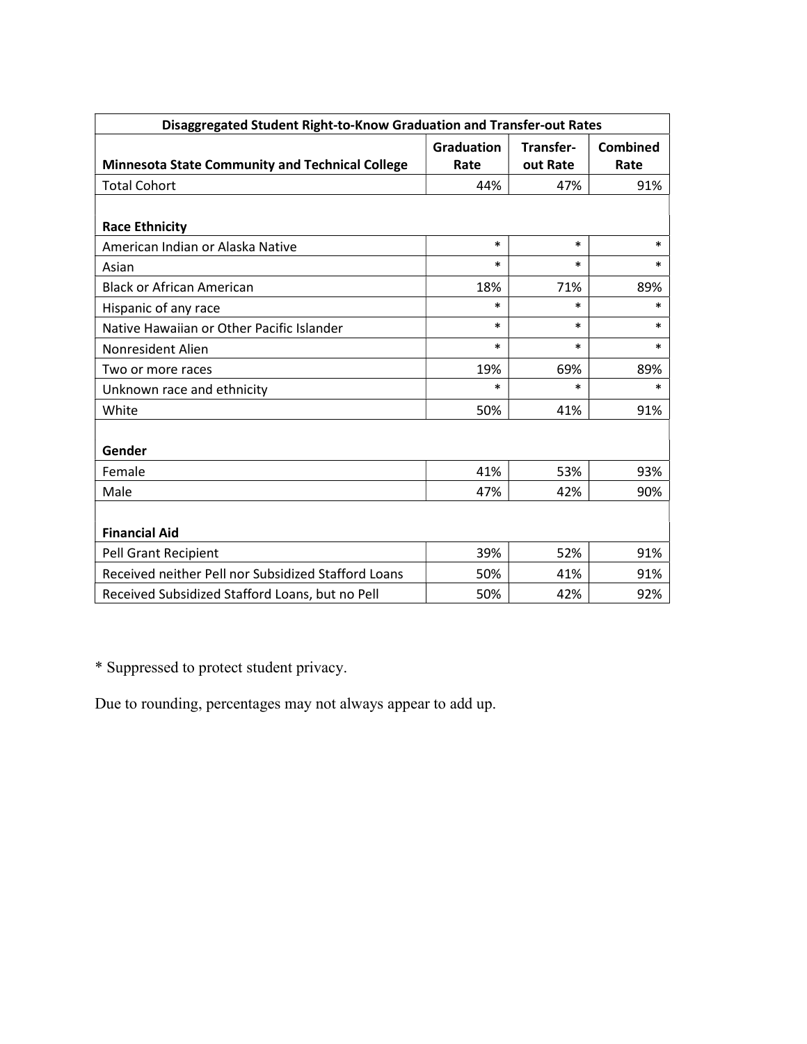| Disaggregated Student Right-to-Know Graduation and Transfer-out Rates | | | |
|---|---|---|---|
| **Minnesota State Community and Technical College** | **Graduation Rate** | **Transfer-out Rate** | **Combined Rate** |
| Total Cohort | 44% | 47% | 91% |
| | | | |
| **Race Ethnicity** | | | |
| American Indian or Alaska Native | * | * | * |
| Asian | * | * | * |
| Black or African American | 18% | 71% | 89% |
| Hispanic of any race | * | * | * |
| Native Hawaiian or Other Pacific Islander | * | * | * |
| Nonresident Alien | * | * | * |
| Two or more races | 19% | 69% | 89% |
| Unknown race and ethnicity | * | * | * |
| White | 50% | 41% | 91% |
| | | | |
| **Gender** | | | |
| Female | 41% | 53% | 93% |
| Male | 47% | 42% | 90% |
| | | | |
| **Financial Aid** | | | |
| Pell Grant Recipient | 39% | 52% | 91% |
| Received neither Pell nor Subsidized Stafford Loans | 50% | 41% | 91% |
| Received Subsidized Stafford Loans, but no Pell | 50% | 42% | 92% |

* Suppressed to protect student privacy.

Due to rounding, percentages may not always appear to add up.